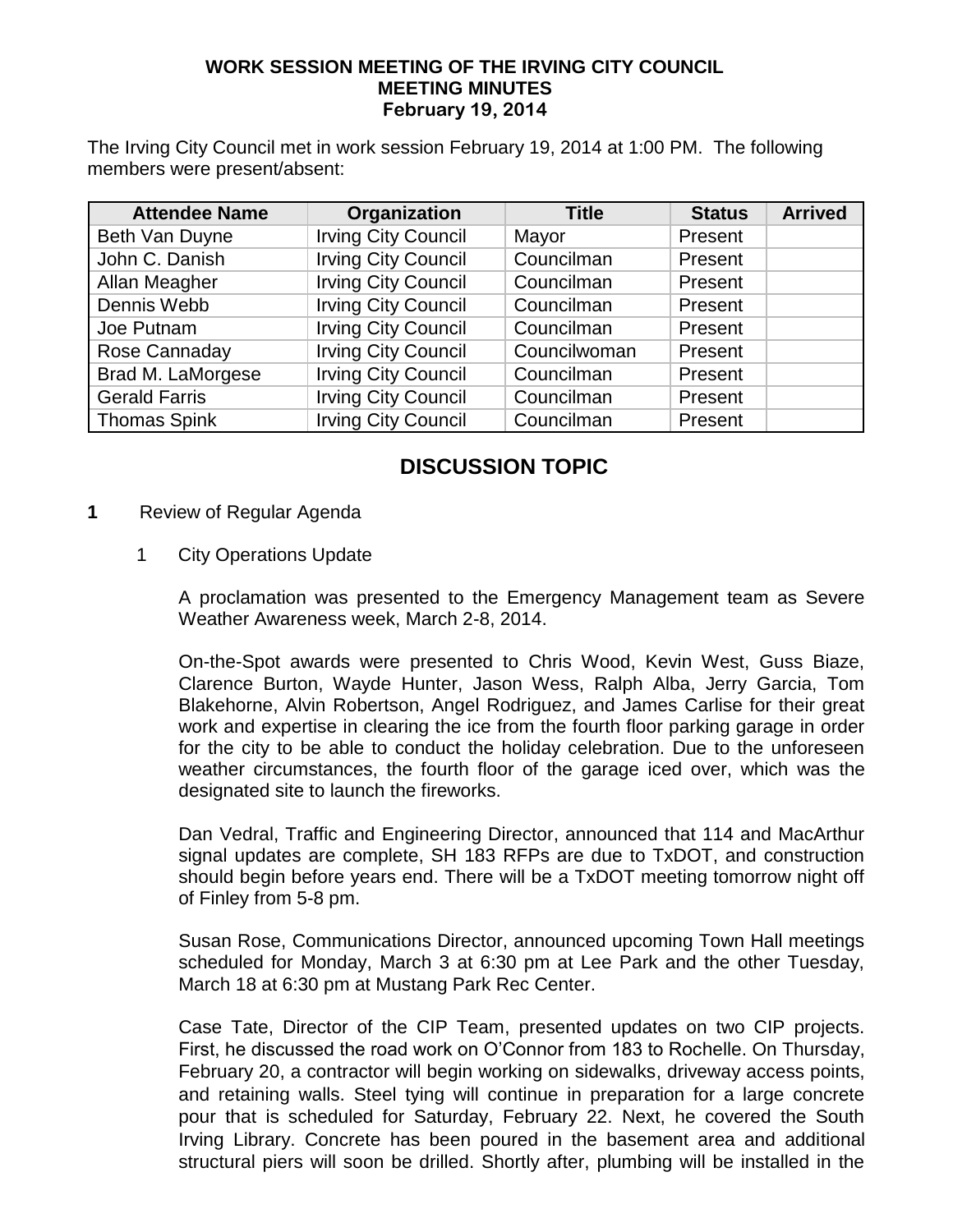**WORK SESSION MEETING OF THE IRVING CITY COUNCIL**
**MEETING MINUTES**
**February 19, 2014**

The Irving City Council met in work session February 19, 2014 at 1:00 PM. The following members were present/absent:

| Attendee Name | Organization | Title | Status | Arrived |
|---|---|---|---|---|
| Beth Van Duyne | Irving City Council | Mayor | Present | |
| John C. Danish | Irving City Council | Councilman | Present | |
| Allan Meagher | Irving City Council | Councilman | Present | |
| Dennis Webb | Irving City Council | Councilman | Present | |
| Joe Putnam | Irving City Council | Councilman | Present | |
| Rose Cannaday | Irving City Council | Councilwoman | Present | |
| Brad M. LaMorgese | Irving City Council | Councilman | Present | |
| Gerald Farris | Irving City Council | Councilman | Present | |
| Thomas Spink | Irving City Council | Councilman | Present | |

## DISCUSSION TOPIC

**1** Review of Regular Agenda

1 City Operations Update

A proclamation was presented to the Emergency Management team as Severe Weather Awareness week, March 2-8, 2014.

On-the-Spot awards were presented to Chris Wood, Kevin West, Guss Biaze, Clarence Burton, Wayde Hunter, Jason Wess, Ralph Alba, Jerry Garcia, Tom Blakehorne, Alvin Robertson, Angel Rodriguez, and James Carlise for their great work and expertise in clearing the ice from the fourth floor parking garage in order for the city to be able to conduct the holiday celebration. Due to the unforeseen weather circumstances, the fourth floor of the garage iced over, which was the designated site to launch the fireworks.

Dan Vedral, Traffic and Engineering Director, announced that 114 and MacArthur signal updates are complete, SH 183 RFPs are due to TxDOT, and construction should begin before years end. There will be a TxDOT meeting tomorrow night off of Finley from 5-8 pm.

Susan Rose, Communications Director, announced upcoming Town Hall meetings scheduled for Monday, March 3 at 6:30 pm at Lee Park and the other Tuesday, March 18 at 6:30 pm at Mustang Park Rec Center.

Case Tate, Director of the CIP Team, presented updates on two CIP projects. First, he discussed the road work on O'Connor from 183 to Rochelle. On Thursday, February 20, a contractor will begin working on sidewalks, driveway access points, and retaining walls. Steel tying will continue in preparation for a large concrete pour that is scheduled for Saturday, February 22. Next, he covered the South Irving Library. Concrete has been poured in the basement area and additional structural piers will soon be drilled. Shortly after, plumbing will be installed in the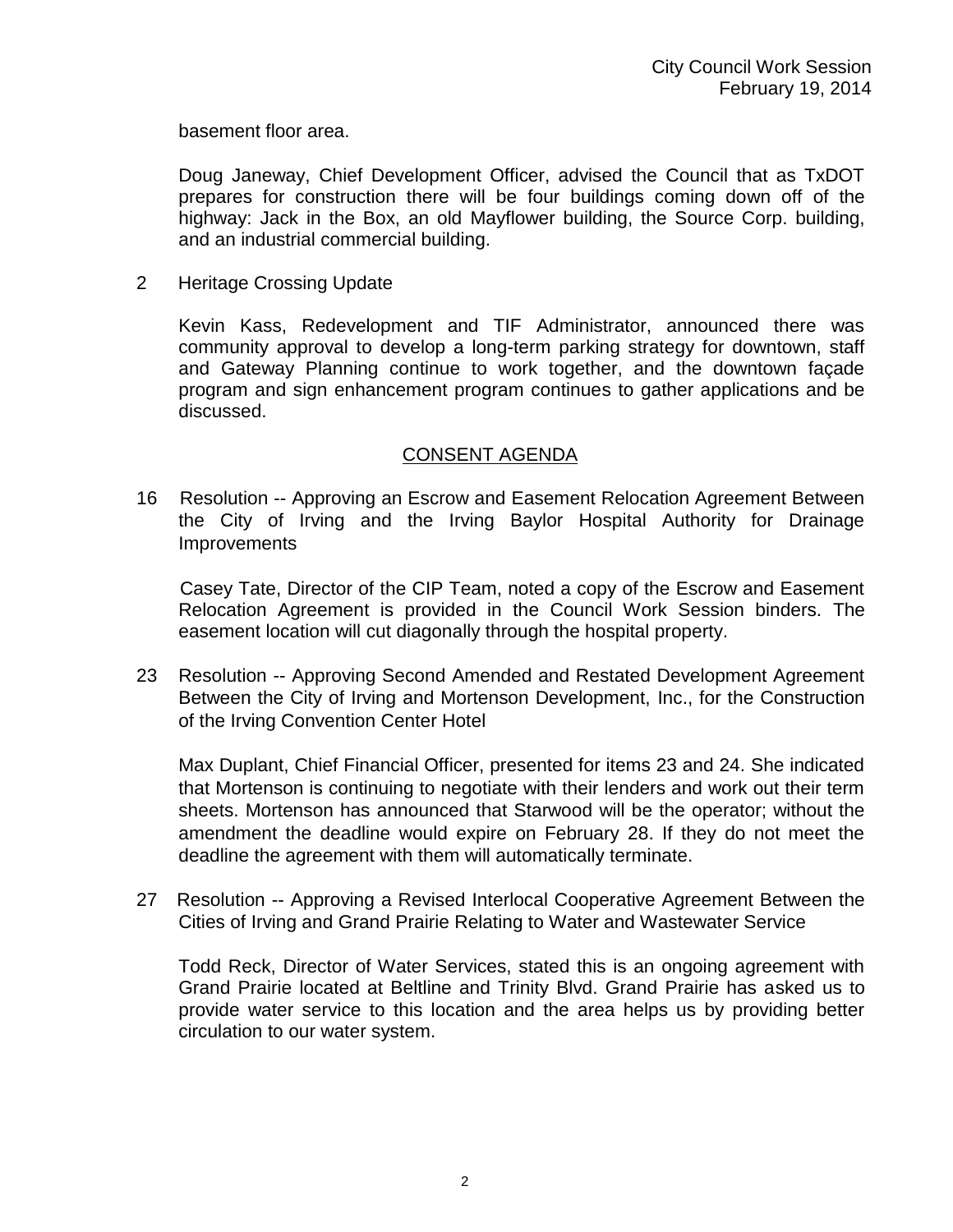basement floor area.

Doug Janeway, Chief Development Officer, advised the Council that as TxDOT prepares for construction there will be four buildings coming down off of the highway: Jack in the Box, an old Mayflower building, the Source Corp. building, and an industrial commercial building.

2 Heritage Crossing Update

Kevin Kass, Redevelopment and TIF Administrator, announced there was community approval to develop a long-term parking strategy for downtown, staff and Gateway Planning continue to work together, and the downtown façade program and sign enhancement program continues to gather applications and be discussed.

## CONSENT AGENDA

16 Resolution -- Approving an Escrow and Easement Relocation Agreement Between the City of Irving and the Irving Baylor Hospital Authority for Drainage Improvements

Casey Tate, Director of the CIP Team, noted a copy of the Escrow and Easement Relocation Agreement is provided in the Council Work Session binders. The easement location will cut diagonally through the hospital property.

23 Resolution -- Approving Second Amended and Restated Development Agreement Between the City of Irving and Mortenson Development, Inc., for the Construction of the Irving Convention Center Hotel

Max Duplant, Chief Financial Officer, presented for items 23 and 24. She indicated that Mortenson is continuing to negotiate with their lenders and work out their term sheets. Mortenson has announced that Starwood will be the operator; without the amendment the deadline would expire on February 28. If they do not meet the deadline the agreement with them will automatically terminate.

27 Resolution -- Approving a Revised Interlocal Cooperative Agreement Between the Cities of Irving and Grand Prairie Relating to Water and Wastewater Service

Todd Reck, Director of Water Services, stated this is an ongoing agreement with Grand Prairie located at Beltline and Trinity Blvd. Grand Prairie has asked us to provide water service to this location and the area helps us by providing better circulation to our water system.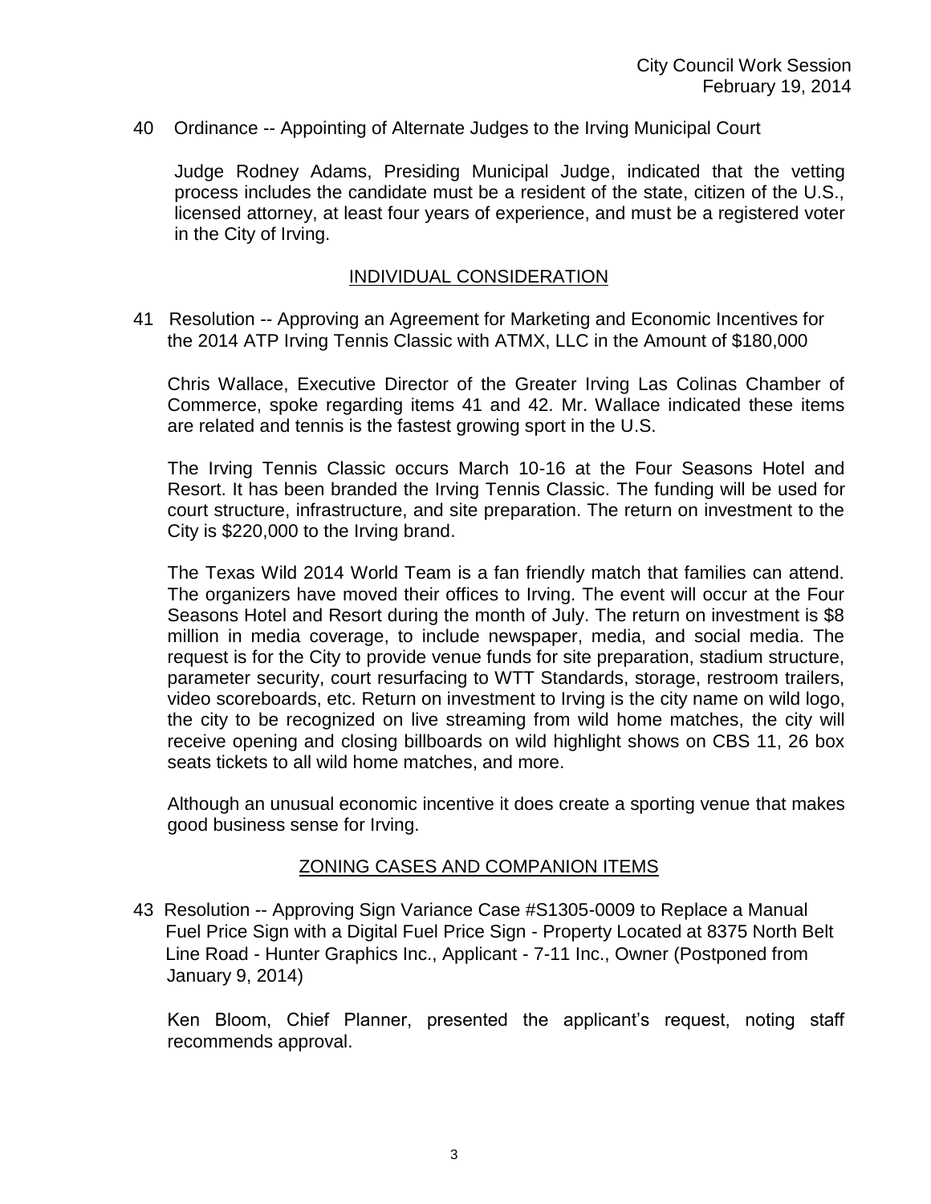40 Ordinance -- Appointing of Alternate Judges to the Irving Municipal Court

Judge Rodney Adams, Presiding Municipal Judge, indicated that the vetting process includes the candidate must be a resident of the state, citizen of the U.S., licensed attorney, at least four years of experience, and must be a registered voter in the City of Irving.

## INDIVIDUAL CONSIDERATION

41 Resolution -- Approving an Agreement for Marketing and Economic Incentives for the 2014 ATP Irving Tennis Classic with ATMX, LLC in the Amount of $180,000

Chris Wallace, Executive Director of the Greater Irving Las Colinas Chamber of Commerce, spoke regarding items 41 and 42. Mr. Wallace indicated these items are related and tennis is the fastest growing sport in the U.S.

The Irving Tennis Classic occurs March 10-16 at the Four Seasons Hotel and Resort. It has been branded the Irving Tennis Classic. The funding will be used for court structure, infrastructure, and site preparation. The return on investment to the City is $220,000 to the Irving brand.

The Texas Wild 2014 World Team is a fan friendly match that families can attend. The organizers have moved their offices to Irving. The event will occur at the Four Seasons Hotel and Resort during the month of July. The return on investment is $8 million in media coverage, to include newspaper, media, and social media. The request is for the City to provide venue funds for site preparation, stadium structure, parameter security, court resurfacing to WTT Standards, storage, restroom trailers, video scoreboards, etc. Return on investment to Irving is the city name on wild logo, the city to be recognized on live streaming from wild home matches, the city will receive opening and closing billboards on wild highlight shows on CBS 11, 26 box seats tickets to all wild home matches, and more.

Although an unusual economic incentive it does create a sporting venue that makes good business sense for Irving.

## ZONING CASES AND COMPANION ITEMS

43 Resolution -- Approving Sign Variance Case #S1305-0009 to Replace a Manual Fuel Price Sign with a Digital Fuel Price Sign - Property Located at 8375 North Belt Line Road - Hunter Graphics Inc., Applicant - 7-11 Inc., Owner (Postponed from January 9, 2014)

Ken Bloom, Chief Planner, presented the applicant's request, noting staff recommends approval.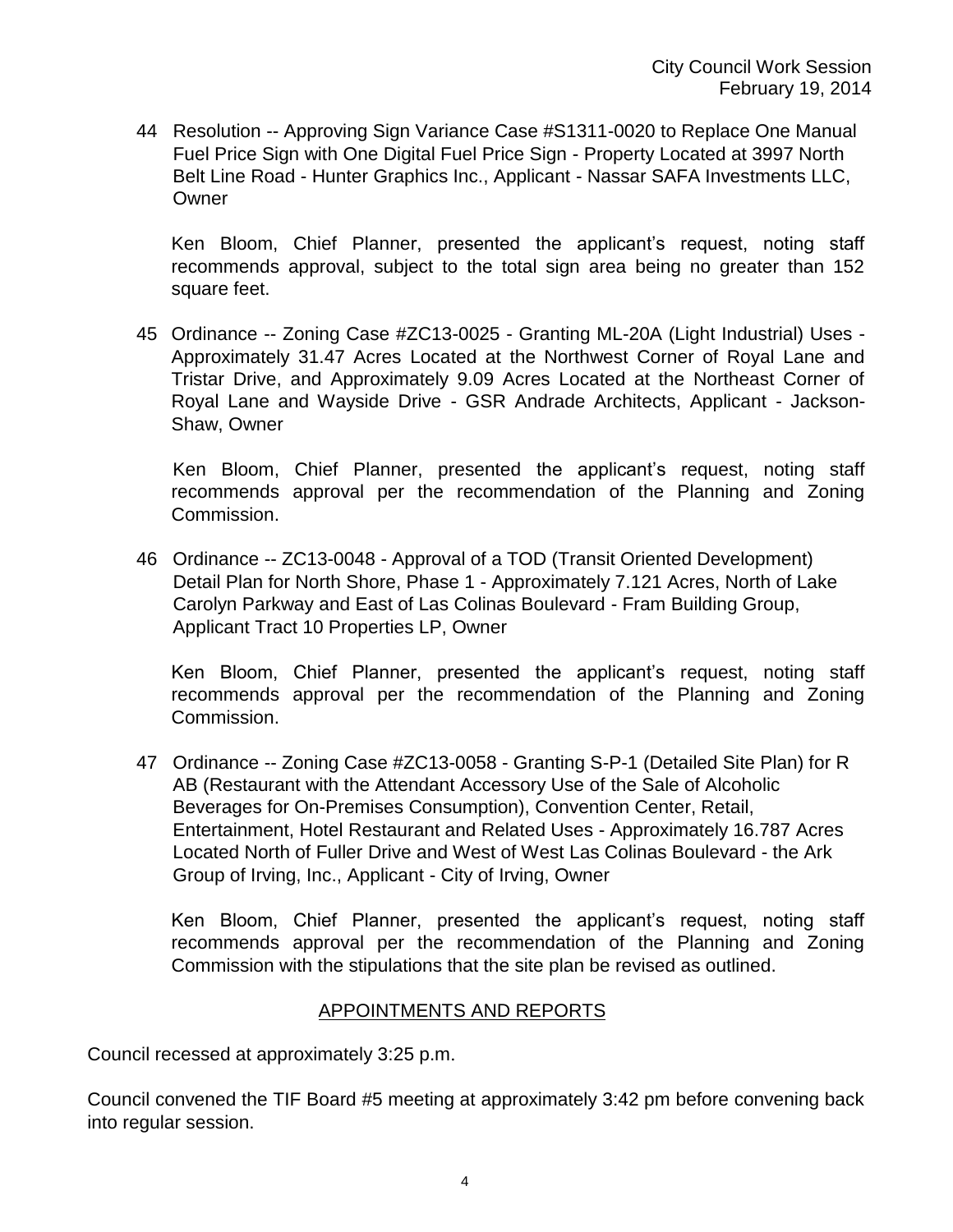44 Resolution -- Approving Sign Variance Case #S1311-0020 to Replace One Manual Fuel Price Sign with One Digital Fuel Price Sign - Property Located at 3997 North Belt Line Road - Hunter Graphics Inc., Applicant - Nassar SAFA Investments LLC, Owner

Ken Bloom, Chief Planner, presented the applicant's request, noting staff recommends approval, subject to the total sign area being no greater than 152 square feet.

45 Ordinance -- Zoning Case #ZC13-0025 - Granting ML-20A (Light Industrial) Uses - Approximately 31.47 Acres Located at the Northwest Corner of Royal Lane and Tristar Drive, and Approximately 9.09 Acres Located at the Northeast Corner of Royal Lane and Wayside Drive - GSR Andrade Architects, Applicant - Jackson-Shaw, Owner

Ken Bloom, Chief Planner, presented the applicant's request, noting staff recommends approval per the recommendation of the Planning and Zoning Commission.

46 Ordinance -- ZC13-0048 - Approval of a TOD (Transit Oriented Development) Detail Plan for North Shore, Phase 1 - Approximately 7.121 Acres, North of Lake Carolyn Parkway and East of Las Colinas Boulevard - Fram Building Group, Applicant Tract 10 Properties LP, Owner

Ken Bloom, Chief Planner, presented the applicant's request, noting staff recommends approval per the recommendation of the Planning and Zoning Commission.

47 Ordinance -- Zoning Case #ZC13-0058 - Granting S-P-1 (Detailed Site Plan) for R AB (Restaurant with the Attendant Accessory Use of the Sale of Alcoholic Beverages for On-Premises Consumption), Convention Center, Retail, Entertainment, Hotel Restaurant and Related Uses - Approximately 16.787 Acres Located North of Fuller Drive and West of West Las Colinas Boulevard - the Ark Group of Irving, Inc., Applicant - City of Irving, Owner

Ken Bloom, Chief Planner, presented the applicant's request, noting staff recommends approval per the recommendation of the Planning and Zoning Commission with the stipulations that the site plan be revised as outlined.

## APPOINTMENTS AND REPORTS

Council recessed at approximately 3:25 p.m.

Council convened the TIF Board #5 meeting at approximately 3:42 pm before convening back into regular session.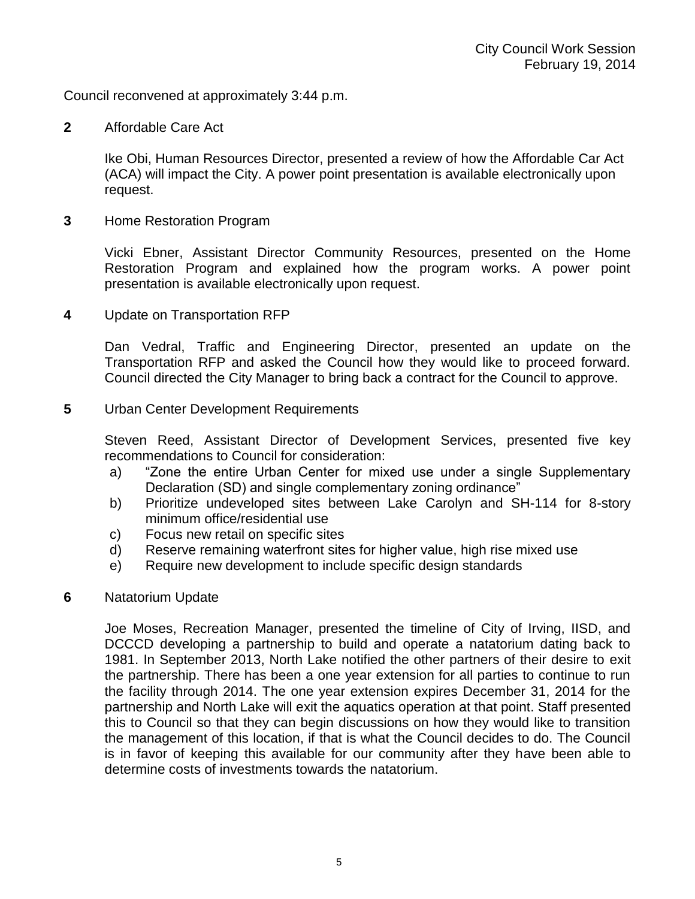Council reconvened at approximately 3:44 p.m.

**2** Affordable Care Act

Ike Obi, Human Resources Director, presented a review of how the Affordable Car Act (ACA) will impact the City. A power point presentation is available electronically upon request.

**3** Home Restoration Program

Vicki Ebner, Assistant Director Community Resources, presented on the Home Restoration Program and explained how the program works. A power point presentation is available electronically upon request.

**4** Update on Transportation RFP

Dan Vedral, Traffic and Engineering Director, presented an update on the Transportation RFP and asked the Council how they would like to proceed forward. Council directed the City Manager to bring back a contract for the Council to approve.

**5** Urban Center Development Requirements

Steven Reed, Assistant Director of Development Services, presented five key recommendations to Council for consideration:

a) "Zone the entire Urban Center for mixed use under a single Supplementary Declaration (SD) and single complementary zoning ordinance"
b) Prioritize undeveloped sites between Lake Carolyn and SH-114 for 8-story minimum office/residential use
c) Focus new retail on specific sites
d) Reserve remaining waterfront sites for higher value, high rise mixed use
e) Require new development to include specific design standards

**6** Natatorium Update

Joe Moses, Recreation Manager, presented the timeline of City of Irving, IISD, and DCCCD developing a partnership to build and operate a natatorium dating back to 1981. In September 2013, North Lake notified the other partners of their desire to exit the partnership. There has been a one year extension for all parties to continue to run the facility through 2014. The one year extension expires December 31, 2014 for the partnership and North Lake will exit the aquatics operation at that point. Staff presented this to Council so that they can begin discussions on how they would like to transition the management of this location, if that is what the Council decides to do. The Council is in favor of keeping this available for our community after they have been able to determine costs of investments towards the natatorium.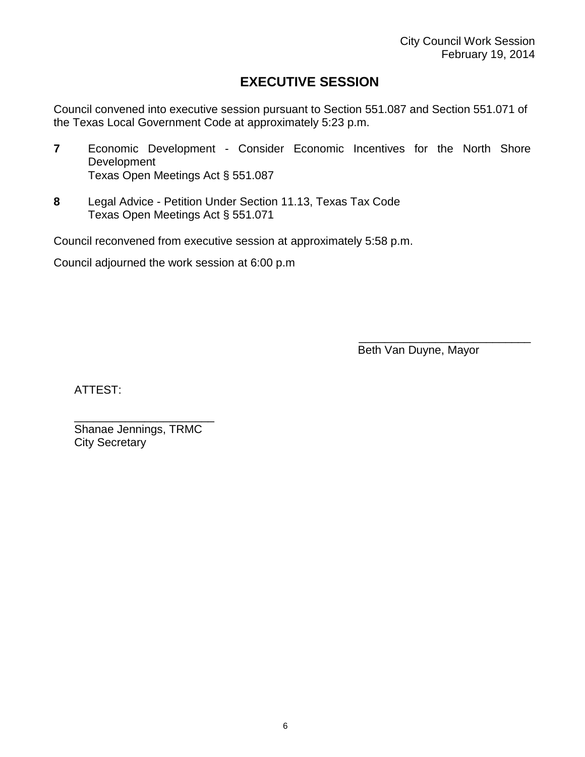City Council Work Session
February 19, 2014

# EXECUTIVE SESSION

Council convened into executive session pursuant to Section 551.087 and Section 551.071 of the Texas Local Government Code at approximately 5:23 p.m.

**7** Economic Development - Consider Economic Incentives for the North Shore Development
Texas Open Meetings Act § 551.087

**8** Legal Advice - Petition Under Section 11.13, Texas Tax Code
Texas Open Meetings Act § 551.071

Council reconvened from executive session at approximately 5:58 p.m.

Council adjourned the work session at 6:00 p.m

\_\_\_\_\_\_\_\_\_\_\_\_\_\_\_\_\_\_\_\_\_\_\_\_\_\_\_\_
Beth Van Duyne, Mayor

ATTEST:

\_\_\_\_\_\_\_\_\_\_\_\_\_\_\_\_\_\_\_\_\_\_
Shanae Jennings, TRMC
City Secretary